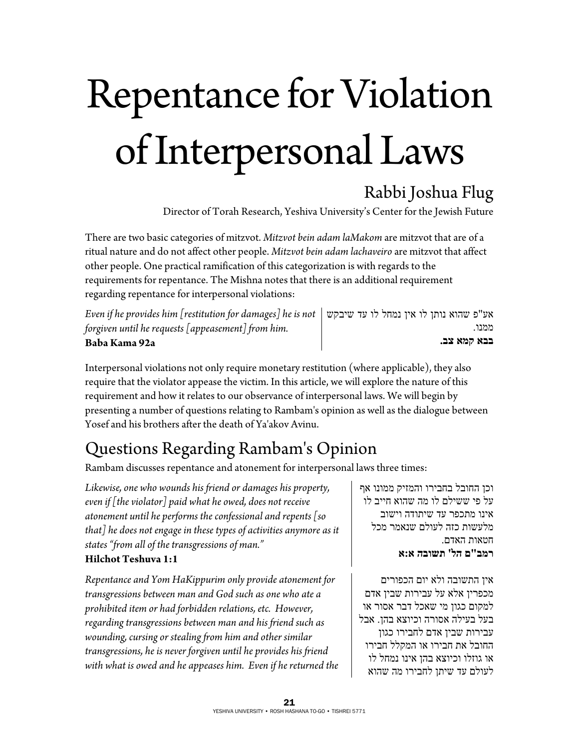# Repentance for Violation of Interpersonal Laws

## Rabbi Joshua Flug

Director of Torah Research, Yeshiva University's Center for the Jewish Future

There are two basic categories of mitzvot. *Mitzvot bein adam laMakom* are mitzvot that are of a ritual nature and do not affect other people. *Mitzvot bein adam lachaveiro* are mitzvot that affect other people. One practical ramification of this categorization is with regards to the requirements for repentance. The Mishna notes that there is an additional requirement regarding repentance for interpersonal violations:

*Even if he provides him [restitution for damages] he is not forgiven until he requests [appeasement] from him.*
**Baba Kama 92a**

אע"פ שהוא נותן לו אין נמחל לו עד שיבקש ממנו.
**בבא קמא צב.**

Interpersonal violations not only require monetary restitution (where applicable), they also require that the violator appease the victim. In this article, we will explore the nature of this requirement and how it relates to our observance of interpersonal laws. We will begin by presenting a number of questions relating to Rambam's opinion as well as the dialogue between Yosef and his brothers after the death of Ya'akov Avinu.

## Questions Regarding Rambam's Opinion

Rambam discusses repentance and atonement for interpersonal laws three times:

*Likewise, one who wounds his friend or damages his property, even if [the violator] paid what he owed, does not receive atonement until he performs the confessional and repents [so that] he does not engage in these types of activities anymore as it states "from all of the transgressions of man."*
**Hilchot Teshuva 1:1**

וכן החובל בחבירו והמזיק ממונו אף על פי ששילם לו מה שהוא חייב לו אינו מתכפר עד שיתודה וישוב מלעשות כזה לעולם שנאמר מכל חטאות האדם.
**רמב"ם הל' תשובה א:א**

*Repentance and Yom HaKippurim only provide atonement for transgressions between man and God such as one who ate a prohibited item or had forbidden relations, etc. However, regarding transgressions between man and his friend such as wounding, cursing or stealing from him and other similar transgressions, he is never forgiven until he provides his friend with what is owed and he appeases him. Even if he returned the*

אין התשובה ולא יום הכפורים מכפרין אלא על עבירות שבין אדם למקום כגון מי שאכל דבר אסור או בעל בעילה אסורה וכיוצא בהן. אבל עבירות שבין אדם לחבירו כגון החובל את חבירו או המקלל חבירו או גוזלו וכיוצא בהן אינו נמחל לו לעולם עד שיתן לחבירו מה שהוא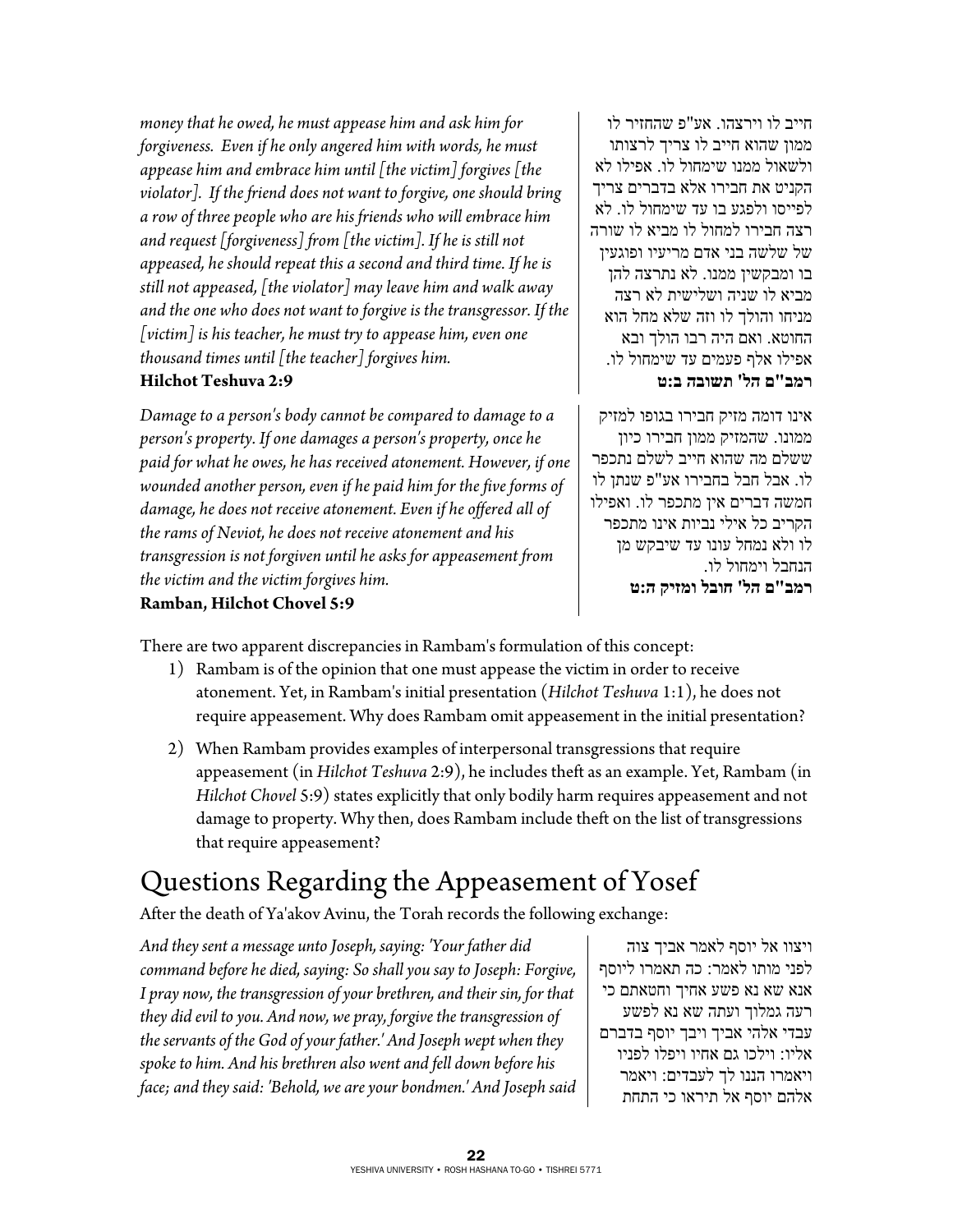*money that he owed, he must appease him and ask him for forgiveness. Even if he only angered him with words, he must appease him and embrace him until [the victim] forgives [the violator]. If the friend does not want to forgive, one should bring a row of three people who are his friends who will embrace him and request [forgiveness] from [the victim]. If he is still not appeased, he should repeat this a second and third time. If he is still not appeased, [the violator] may leave him and walk away and the one who does not want to forgive is the transgressor. If the [victim] is his teacher, he must try to appease him, even one thousand times until [the teacher] forgives him.*

**Hilchot Teshuva 2:9**

חייב לו וירצהו. אע"פ שהחזיר לו ממון שהוא חייב לו צריך לרצותו ולשאול ממנו שימחול לו. אפילו לא הקניט את חבירו אלא בדברים צריך לפייסו ולפגע בו עד שימחול לו. לא רצה חבירו למחול לו מביא לו שורה של שלשה בני אדם מריעיו ופוגעין בו ומבקשין ממנו. לא נתרצה להן מביא לו שניה ושלישית לא רצה מניחו והולך לו וזה שלא מחל הוא החוטא. ואם היה רבו הולך ובא אפילו אלף פעמים עד שימחול לו.

**רמב"ם הל' תשובה ב:ט**

*Damage to a person's body cannot be compared to damage to a person's property. If one damages a person's property, once he paid for what he owes, he has received atonement. However, if one wounded another person, even if he paid him for the five forms of damage, he does not receive atonement. Even if he offered all of the rams of Neviot, he does not receive atonement and his transgression is not forgiven until he asks for appeasement from the victim and the victim forgives him.*

**Ramban, Hilchot Chovel 5:9**

אינו דומה מזיק חבירו בגופו למזיק ממונו. שהמזיק ממון חבירו כיון ששלם מה שהוא חייב לשלם נתכפר לו. אבל חבל בחבירו אע"פ שנתן לו חמשה דברים אין מתכפר לו. ואפילו הקריב כל אילי נביות אינו מתכפר לו ולא נמחל עונו עד שיבקש מן הנחבל וימחול לו.

**רמב"ם הל' חובל ומזיק ה:ט**

There are two apparent discrepancies in Rambam's formulation of this concept:

1) Rambam is of the opinion that one must appease the victim in order to receive atonement. Yet, in Rambam's initial presentation (*Hilchot Teshuva* 1:1), he does not require appeasement. Why does Rambam omit appeasement in the initial presentation?

2) When Rambam provides examples of interpersonal transgressions that require appeasement (in *Hilchot Teshuva* 2:9), he includes theft as an example. Yet, Rambam (in *Hilchot Chovel* 5:9) states explicitly that only bodily harm requires appeasement and not damage to property. Why then, does Rambam include theft on the list of transgressions that require appeasement?

# Questions Regarding the Appeasement of Yosef

After the death of Ya'akov Avinu, the Torah records the following exchange:

*And they sent a message unto Joseph, saying: 'Your father did command before he died, saying: So shall you say to Joseph: Forgive, I pray now, the transgression of your brethren, and their sin, for that they did evil to you. And now, we pray, forgive the transgression of the servants of the God of your father.' And Joseph wept when they spoke to him. And his brethren also went and fell down before his face; and they said: 'Behold, we are your bondmen.' And Joseph said*

ויצוו אל יוסף לאמר אביך צוה לפני מותו לאמר: כה תאמרו ליוסף אנא שא נא פשע אחיך וחטאתם כי רעה גמלוך ועתה שא נא לפשע עבדי אלהי אביך ויבך יוסף בדברם אליו: וילכו גם אחיו ויפלו לפניו ויאמרו הננו לך לעבדים: ויאמר אלהם יוסף אל תיראו כי התחת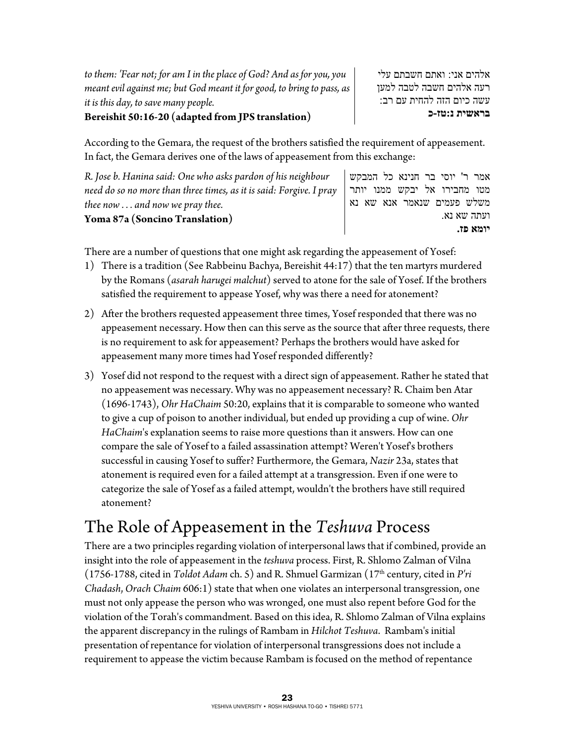*to them: 'Fear not; for am I in the place of God? And as for you, you meant evil against me; but God meant it for good, to bring to pass, as it is this day, to save many people.*
**Bereishit 50:16-20 (adapted from JPS translation)**

אלהים אני: ואתם חשבתם עלי רעה אלהים חשבה לטבה למען עשה כיום הזה להחית עם רב:
**בראשית נ:טז-כ**

According to the Gemara, the request of the brothers satisfied the requirement of appeasement. In fact, the Gemara derives one of the laws of appeasement from this exchange:

*R. Jose b. Hanina said: One who asks pardon of his neighbour need do so no more than three times, as it is said: Forgive. I pray thee now . . . and now we pray thee.*
**Yoma 87a (Soncino Translation)**

אמר ר' יוסי בר חנינא כל המבקש מטו מחבירו אל יבקש ממנו יותר משלש פעמים שנאמר אנא שא נא ועתה שא נא.
**יומא פז.**

There are a number of questions that one might ask regarding the appeasement of Yosef:

1) There is a tradition (See Rabbeinu Bachya, Bereishit 44:17) that the ten martyrs murdered by the Romans (*asarah harugei malchut*) served to atone for the sale of Yosef. If the brothers satisfied the requirement to appease Yosef, why was there a need for atonement?
2) After the brothers requested appeasement three times, Yosef responded that there was no appeasement necessary. How then can this serve as the source that after three requests, there is no requirement to ask for appeasement? Perhaps the brothers would have asked for appeasement many more times had Yosef responded differently?
3) Yosef did not respond to the request with a direct sign of appeasement. Rather he stated that no appeasement was necessary. Why was no appeasement necessary? R. Chaim ben Atar (1696-1743), *Ohr HaChaim* 50:20, explains that it is comparable to someone who wanted to give a cup of poison to another individual, but ended up providing a cup of wine. *Ohr HaChaim*'s explanation seems to raise more questions than it answers. How can one compare the sale of Yosef to a failed assassination attempt? Weren't Yosef's brothers successful in causing Yosef to suffer? Furthermore, the Gemara, *Nazir* 23a, states that atonement is required even for a failed attempt at a transgression. Even if one were to categorize the sale of Yosef as a failed attempt, wouldn't the brothers have still required atonement?

# The Role of Appeasement in the *Teshuva* Process

There are a two principles regarding violation of interpersonal laws that if combined, provide an insight into the role of appeasement in the *teshuva* process. First, R. Shlomo Zalman of Vilna (1756-1788, cited in *Toldot Adam* ch. 5) and R. Shmuel Garmizan (17th century, cited in *P'ri Chadash*, *Orach Chaim* 606:1) state that when one violates an interpersonal transgression, one must not only appease the person who was wronged, one must also repent before God for the violation of the Torah's commandment. Based on this idea, R. Shlomo Zalman of Vilna explains the apparent discrepancy in the rulings of Rambam in *Hilchot Teshuva*. Rambam's initial presentation of repentance for violation of interpersonal transgressions does not include a requirement to appease the victim because Rambam is focused on the method of repentance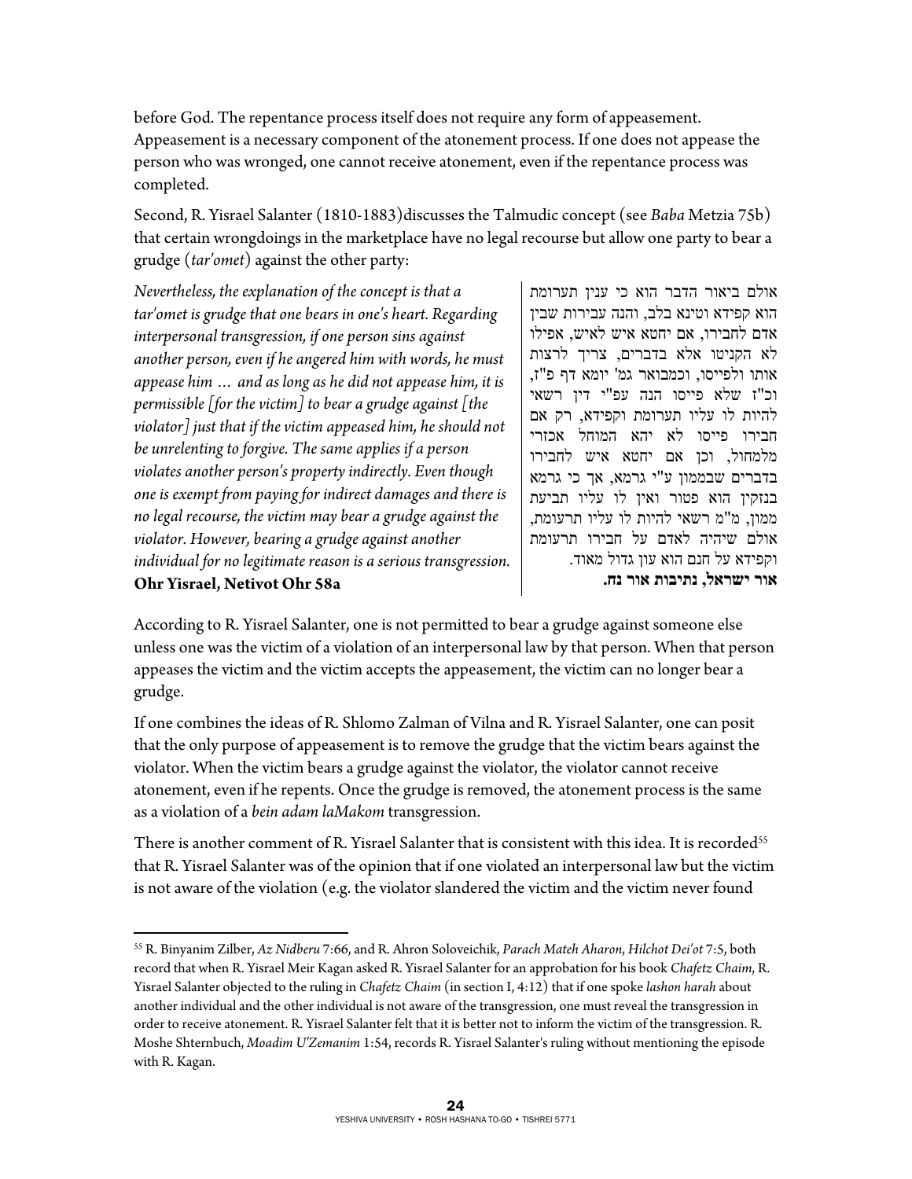before God. The repentance process itself does not require any form of appeasement. Appeasement is a necessary component of the atonement process. If one does not appease the person who was wronged, one cannot receive atonement, even if the repentance process was completed.

Second, R. Yisrael Salanter (1810-1883)discusses the Talmudic concept (see *Baba* Metzia 75b) that certain wrongdoings in the marketplace have no legal recourse but allow one party to bear a grudge (*tar'omet*) against the other party:

*Nevertheless, the explanation of the concept is that a tar'omet is grudge that one bears in one's heart. Regarding interpersonal transgression, if one person sins against another person, even if he angered him with words, he must appease him … and as long as he did not appease him, it is permissible [for the victim] to bear a grudge against [the violator] just that if the victim appeased him, he should not be unrelenting to forgive. The same applies if a person violates another person's property indirectly. Even though one is exempt from paying for indirect damages and there is no legal recourse, the victim may bear a grudge against the violator. However, bearing a grudge against another individual for no legitimate reason is a serious transgression.*
**Ohr Yisrael, Netivot Ohr 58a**

אולם ביאור הדבר הוא כי ענין תערומת הוא קפידא וטינא בלב, והנה עבירות שבין אדם לחבירו, אם יחטא איש לאיש, אפילו לא הקניטו אלא בדברים, צריך לרצות אותו ולפייסו, וכמבואר גמ' יומא דף פ"ז, וכ"ז שלא פייסו הנה עפ"י דין רשאי להיות לו עליו תערומת וקפידא, רק אם חבירו פייסו לא יהא המוחל אכזרי מלמחול, וכן אם יחטא איש לחבירו בדברים שבממון ע"י גרמא, אף כי גרמא בנזקין הוא פטור ואין לו עליו תביעת ממון, מ"מ רשאי להיות לו עליו תרעומת, אולם שיהיה לאדם על חבירו תרעומת וקפידא על חנם הוא עון גדול מאוד.
**אור ישראל, נתיבות אור נח.**

According to R. Yisrael Salanter, one is not permitted to bear a grudge against someone else unless one was the victim of a violation of an interpersonal law by that person. When that person appeases the victim and the victim accepts the appeasement, the victim can no longer bear a grudge.

If one combines the ideas of R. Shlomo Zalman of Vilna and R. Yisrael Salanter, one can posit that the only purpose of appeasement is to remove the grudge that the victim bears against the violator. When the victim bears a grudge against the violator, the violator cannot receive atonement, even if he repents. Once the grudge is removed, the atonement process is the same as a violation of a *bein adam laMakom* transgression.

There is another comment of R. Yisrael Salanter that is consistent with this idea. It is recorded[55] that R. Yisrael Salanter was of the opinion that if one violated an interpersonal law but the victim is not aware of the violation (e.g. the violator slandered the victim and the victim never found

---

[55] R. Binyanim Zilber, *Az Nidberu* 7:66, and R. Ahron Soloveichik, *Parach Mateh Aharon*, *Hilchot Dei'ot* 7:5, both record that when R. Yisrael Meir Kagan asked R. Yisrael Salanter for an approbation for his book *Chafetz Chaim*, R. Yisrael Salanter objected to the ruling in *Chafetz Chaim* (in section I, 4:12) that if one spoke *lashon harah* about another individual and the other individual is not aware of the transgression, one must reveal the transgression in order to receive atonement. R. Yisrael Salanter felt that it is better not to inform the victim of the transgression. R. Moshe Shternbuch, *Moadim U'Zemanim* 1:54, records R. Yisrael Salanter's ruling without mentioning the episode with R. Kagan.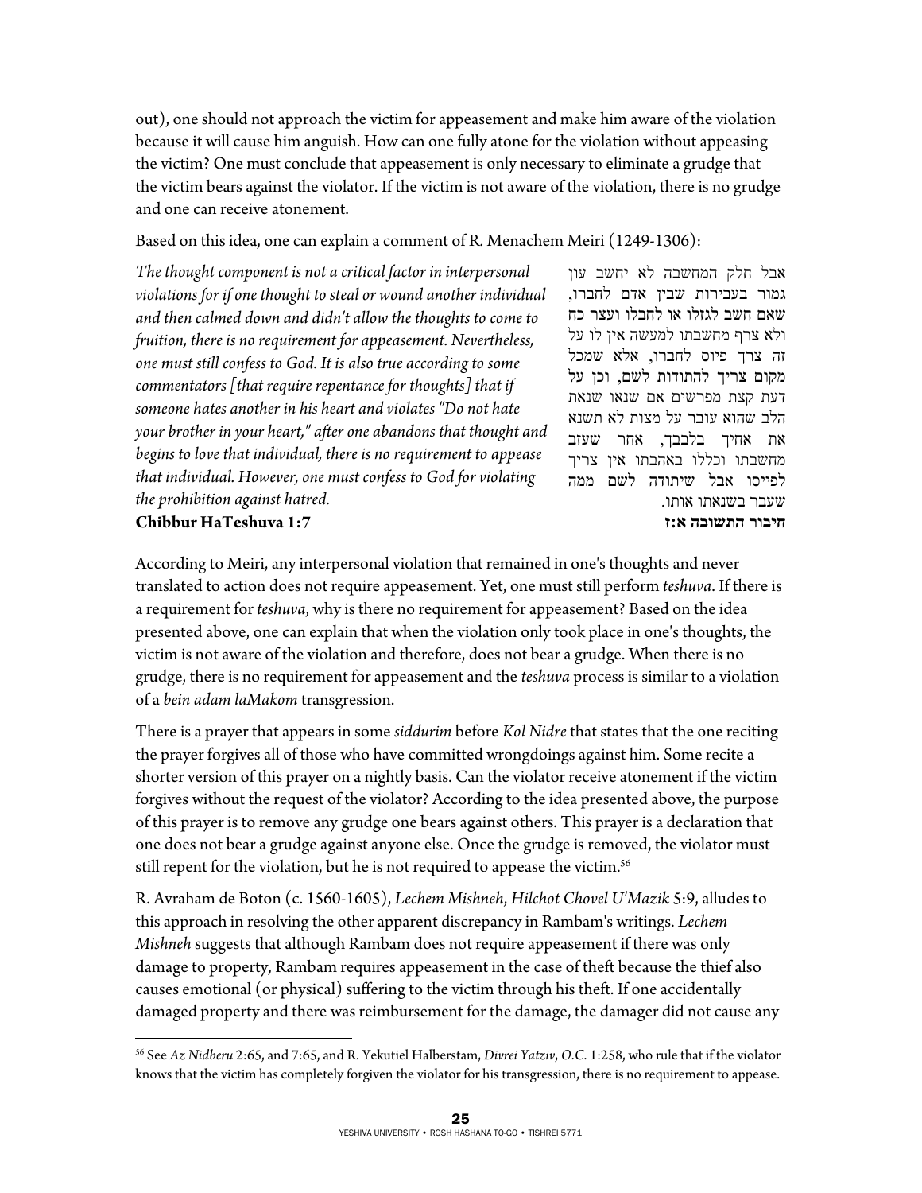out), one should not approach the victim for appeasement and make him aware of the violation because it will cause him anguish. How can one fully atone for the violation without appeasing the victim? One must conclude that appeasement is only necessary to eliminate a grudge that the victim bears against the violator. If the victim is not aware of the violation, there is no grudge and one can receive atonement.

Based on this idea, one can explain a comment of R. Menachem Meiri (1249-1306):

*The thought component is not a critical factor in interpersonal violations for if one thought to steal or wound another individual and then calmed down and didn't allow the thoughts to come to fruition, there is no requirement for appeasement. Nevertheless, one must still confess to God. It is also true according to some commentators [that require repentance for thoughts] that if someone hates another in his heart and violates "Do not hate your brother in your heart," after one abandons that thought and begins to love that individual, there is no requirement to appease that individual. However, one must confess to God for violating the prohibition against hatred.*
**Chibbur HaTeshuva 1:7**

אבל חלק המחשבה לא יחשב עון גמור בעבירות שבין אדם לחברו, שאם חשב לגזלו או לחבלו ועצר כח ולא צרף מחשבתו למעשה אין לו על זה צרך פיוס לחברו, אלא שמכל מקום צריך להתודות לשם, וכן על דעת קצת מפרשים אם שנאו שנאת הלב שהוא עובר על מצות לא תשנא את אחיך בלבבך, אחר שעזב מחשבתו וכללו באהבתו אין צריך לפייסו אבל שיתודה לשם ממה שעבר בשנאתו אותו.
**חיבור התשובה א:ז**

According to Meiri, any interpersonal violation that remained in one's thoughts and never translated to action does not require appeasement. Yet, one must still perform *teshuva*. If there is a requirement for *teshuva*, why is there no requirement for appeasement? Based on the idea presented above, one can explain that when the violation only took place in one's thoughts, the victim is not aware of the violation and therefore, does not bear a grudge. When there is no grudge, there is no requirement for appeasement and the *teshuva* process is similar to a violation of a *bein adam laMakom* transgression.

There is a prayer that appears in some *siddurim* before *Kol Nidre* that states that the one reciting the prayer forgives all of those who have committed wrongdoings against him. Some recite a shorter version of this prayer on a nightly basis. Can the violator receive atonement if the victim forgives without the request of the violator? According to the idea presented above, the purpose of this prayer is to remove any grudge one bears against others. This prayer is a declaration that one does not bear a grudge against anyone else. Once the grudge is removed, the violator must still repent for the violation, but he is not required to appease the victim.[56]

R. Avraham de Boton (c. 1560-1605), *Lechem Mishneh*, *Hilchot Chovel U'Mazik* 5:9, alludes to this approach in resolving the other apparent discrepancy in Rambam's writings. *Lechem Mishneh* suggests that although Rambam does not require appeasement if there was only damage to property, Rambam requires appeasement in the case of theft because the thief also causes emotional (or physical) suffering to the victim through his theft. If one accidentally damaged property and there was reimbursement for the damage, the damager did not cause any

[56] See *Az Nidberu* 2:65, and 7:65, and R. Yekutiel Halberstam, *Divrei Yatziv*, *O.C.* 1:258, who rule that if the violator knows that the victim has completely forgiven the violator for his transgression, there is no requirement to appease.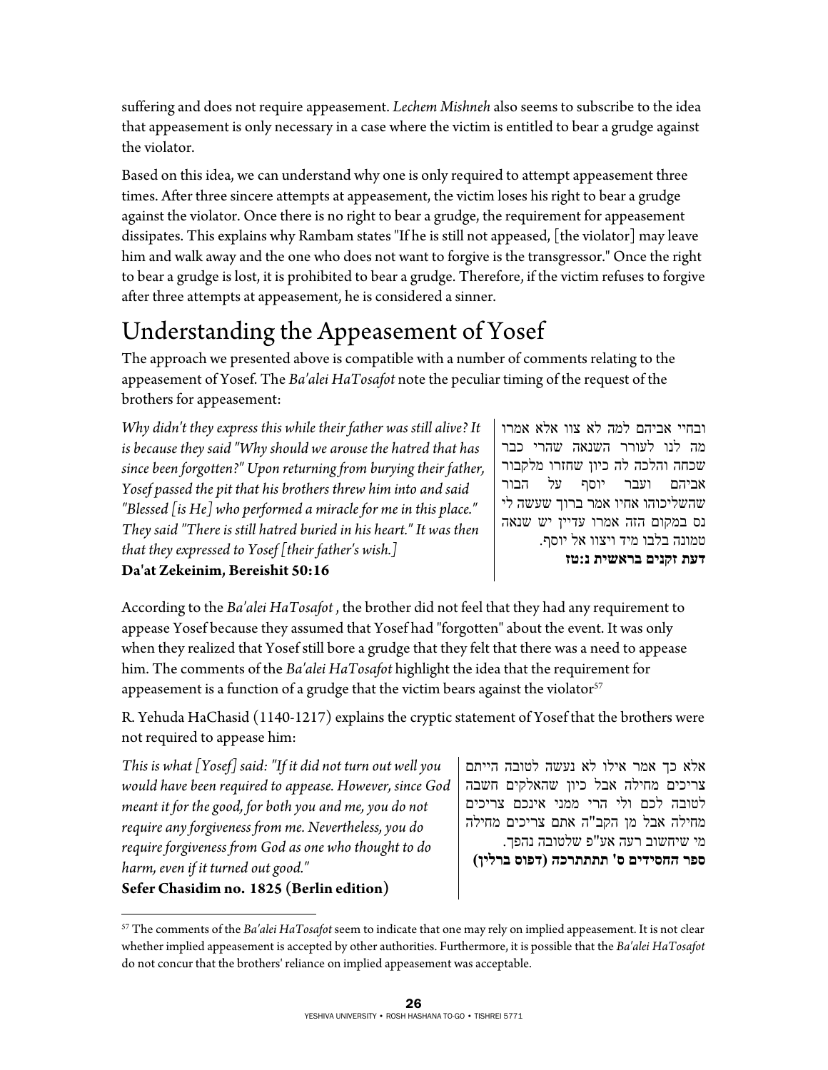suffering and does not require appeasement. *Lechem Mishneh* also seems to subscribe to the idea that appeasement is only necessary in a case where the victim is entitled to bear a grudge against the violator.

Based on this idea, we can understand why one is only required to attempt appeasement three times. After three sincere attempts at appeasement, the victim loses his right to bear a grudge against the violator. Once there is no right to bear a grudge, the requirement for appeasement dissipates. This explains why Rambam states "If he is still not appeased, [the violator] may leave him and walk away and the one who does not want to forgive is the transgressor." Once the right to bear a grudge is lost, it is prohibited to bear a grudge. Therefore, if the victim refuses to forgive after three attempts at appeasement, he is considered a sinner.

# Understanding the Appeasement of Yosef

The approach we presented above is compatible with a number of comments relating to the appeasement of Yosef. The *Ba'alei HaTosafot* note the peculiar timing of the request of the brothers for appeasement:

*Why didn't they express this while their father was still alive? It is because they said "Why should we arouse the hatred that has since been forgotten?" Upon returning from burying their father, Yosef passed the pit that his brothers threw him into and said "Blessed [is He] who performed a miracle for me in this place." They said "There is still hatred buried in his heart." It was then that they expressed to Yosef [their father's wish.]*
**Da'at Zekeinim, Bereishit 50:16**

ובחיי אביהם למה לא צוו אלא אמרו מה לנו לעורר השנאה שהרי כבר שכחה והלכה לה כיון שחזרו מלקבור אביהם ועבר יוסף על הבור שהשליכוהו אחיו אמר ברוך שעשה לי נס במקום הזה אמרו עדיין יש שנאה טמונה בלבו מיד ויצוו אל יוסף.
**דעת זקנים בראשית נ:טז**

According to the *Ba'alei HaTosafot* , the brother did not feel that they had any requirement to appease Yosef because they assumed that Yosef had "forgotten" about the event. It was only when they realized that Yosef still bore a grudge that they felt that there was a need to appease him. The comments of the *Ba'alei HaTosafot* highlight the idea that the requirement for appeasement is a function of a grudge that the victim bears against the violator[57]

R. Yehuda HaChasid (1140-1217) explains the cryptic statement of Yosef that the brothers were not required to appease him:

*This is what [Yosef] said: "If it did not turn out well you would have been required to appease. However, since God meant it for the good, for both you and me, you do not require any forgiveness from me. Nevertheless, you do require forgiveness from God as one who thought to do harm, even if it turned out good."*
**Sefer Chasidim no. 1825 (Berlin edition)**

אלא כך אמר אילו לא נעשה לטובה הייתם צריכים מחילה אבל כיון שהאלקים חשבה לטובה לכם ולי הרי ממני אינכם צריכים מחילה אבל מן הקב"ה אתם צריכים מחילה מי שיחשוב רעה אע"פ שלטובה נהפך.
**ספר החסידים ס' תתתתרכה (דפוס ברלין)**

---

[57] The comments of the *Ba'alei HaTosafot* seem to indicate that one may rely on implied appeasement. It is not clear whether implied appeasement is accepted by other authorities. Furthermore, it is possible that the *Ba'alei HaTosafot* do not concur that the brothers' reliance on implied appeasement was acceptable.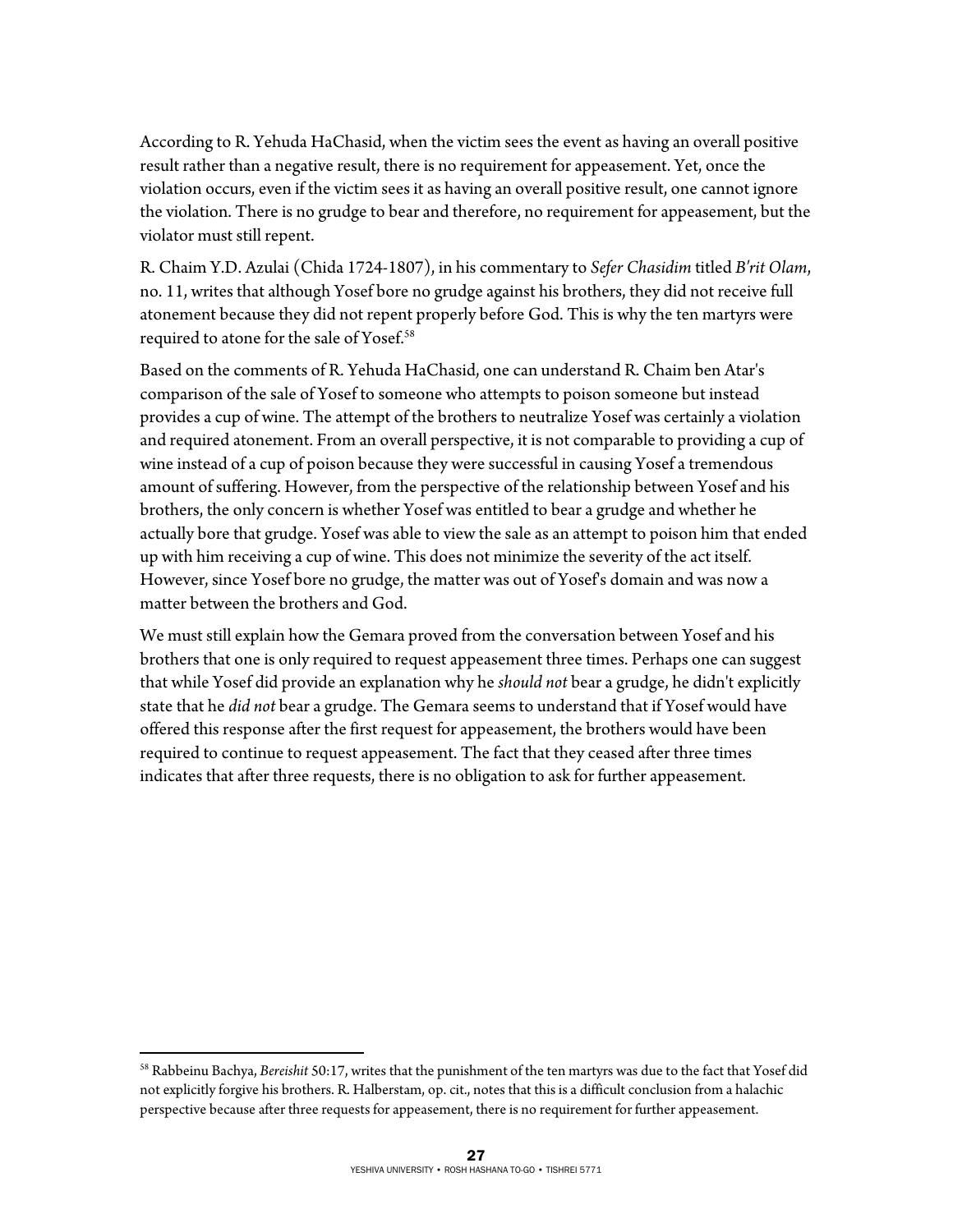According to R. Yehuda HaChasid, when the victim sees the event as having an overall positive result rather than a negative result, there is no requirement for appeasement. Yet, once the violation occurs, even if the victim sees it as having an overall positive result, one cannot ignore the violation. There is no grudge to bear and therefore, no requirement for appeasement, but the violator must still repent.

R. Chaim Y.D. Azulai (Chida 1724-1807), in his commentary to *Sefer Chasidim* titled *B'rit Olam*, no. 11, writes that although Yosef bore no grudge against his brothers, they did not receive full atonement because they did not repent properly before God. This is why the ten martyrs were required to atone for the sale of Yosef.[58]

Based on the comments of R. Yehuda HaChasid, one can understand R. Chaim ben Atar's comparison of the sale of Yosef to someone who attempts to poison someone but instead provides a cup of wine. The attempt of the brothers to neutralize Yosef was certainly a violation and required atonement. From an overall perspective, it is not comparable to providing a cup of wine instead of a cup of poison because they were successful in causing Yosef a tremendous amount of suffering. However, from the perspective of the relationship between Yosef and his brothers, the only concern is whether Yosef was entitled to bear a grudge and whether he actually bore that grudge. Yosef was able to view the sale as an attempt to poison him that ended up with him receiving a cup of wine. This does not minimize the severity of the act itself. However, since Yosef bore no grudge, the matter was out of Yosef's domain and was now a matter between the brothers and God.

We must still explain how the Gemara proved from the conversation between Yosef and his brothers that one is only required to request appeasement three times. Perhaps one can suggest that while Yosef did provide an explanation why he *should not* bear a grudge, he didn't explicitly state that he *did not* bear a grudge. The Gemara seems to understand that if Yosef would have offered this response after the first request for appeasement, the brothers would have been required to continue to request appeasement. The fact that they ceased after three times indicates that after three requests, there is no obligation to ask for further appeasement.

---

[58] Rabbeinu Bachya, *Bereishit* 50:17, writes that the punishment of the ten martyrs was due to the fact that Yosef did not explicitly forgive his brothers. R. Halberstam, op. cit., notes that this is a difficult conclusion from a halachic perspective because after three requests for appeasement, there is no requirement for further appeasement.